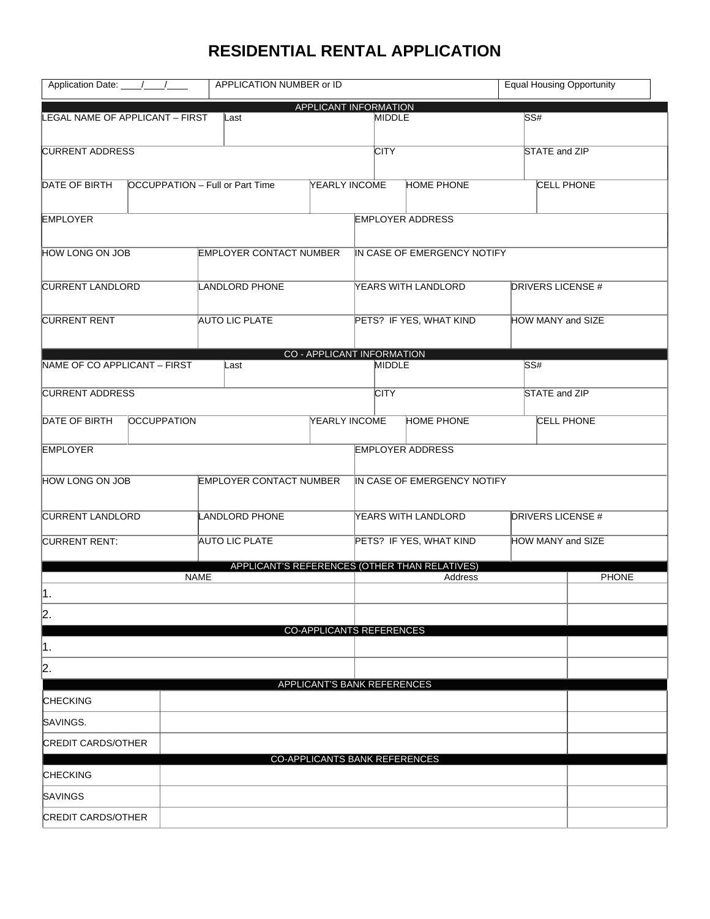# RESIDENTIAL RENTAL APPLICATION

| Application Date: ____/____/____ | APPLICATION NUMBER or ID | Equal Housing Opportunity |
|---|---|---|

## APPLICANT INFORMATION

| LEGAL NAME OF APPLICANT – FIRST | Last | MIDDLE | SS# |
|---|---|---|---|
| | | | |

| CURRENT ADDRESS | CITY | STATE and ZIP |
|---|---|---|
| | | |

| DATE OF BIRTH | OCCUPPATION – Full or Part Time | YEARLY INCOME | HOME PHONE | CELL PHONE |
|---|---|---|---|---|
| | | | | |

| EMPLOYER | EMPLOYER ADDRESS |
|---|---|
| | |

| HOW LONG ON JOB | EMPLOYER CONTACT NUMBER | IN CASE OF EMERGENCY NOTIFY |
|---|---|---|
| | | |

| CURRENT LANDLORD | LANDLORD PHONE | YEARS WITH LANDLORD | DRIVERS LICENSE # |
|---|---|---|---|
| | | | |

| CURRENT RENT | AUTO LIC PLATE | PETS? IF YES, WHAT KIND | HOW MANY and SIZE |
|---|---|---|---|
| | | | |

## CO - APPLICANT INFORMATION

| NAME OF CO APPLICANT – FIRST | Last | MIDDLE | SS# |
|---|---|---|---|
| | | | |

| CURRENT ADDRESS | CITY | STATE and ZIP |
|---|---|---|
| | | |

| DATE OF BIRTH | OCCUPPATION | YEARLY INCOME | HOME PHONE | CELL PHONE |
|---|---|---|---|---|
| | | | | |

| EMPLOYER | EMPLOYER ADDRESS |
|---|---|
| | |

| HOW LONG ON JOB | EMPLOYER CONTACT NUMBER | IN CASE OF EMERGENCY NOTIFY |
|---|---|---|
| | | |

| CURRENT LANDLORD | LANDLORD PHONE | YEARS WITH LANDLORD | DRIVERS LICENSE # |
|---|---|---|---|
| | | | |

| CURRENT RENT: | AUTO LIC PLATE | PETS? IF YES, WHAT KIND | HOW MANY and SIZE |
|---|---|---|---|
| | | | |

## APPLICANT'S REFERENCES (OTHER THAN RELATIVES)

| NAME | Address | PHONE |
|---|---|---|
| 1. | | |
| 2. | | |

## CO-APPLICANTS REFERENCES

| NAME | Address | PHONE |
|---|---|---|
| 1. | | |
| 2. | | |

## APPLICANT'S BANK REFERENCES

| | | |
|---|---|---|
| CHECKING | | |
| SAVINGS. | | |
| CREDIT CARDS/OTHER | | |

## CO-APPLICANTS BANK REFERENCES

| | | |
|---|---|---|
| CHECKING | | |
| SAVINGS | | |
| CREDIT CARDS/OTHER | | |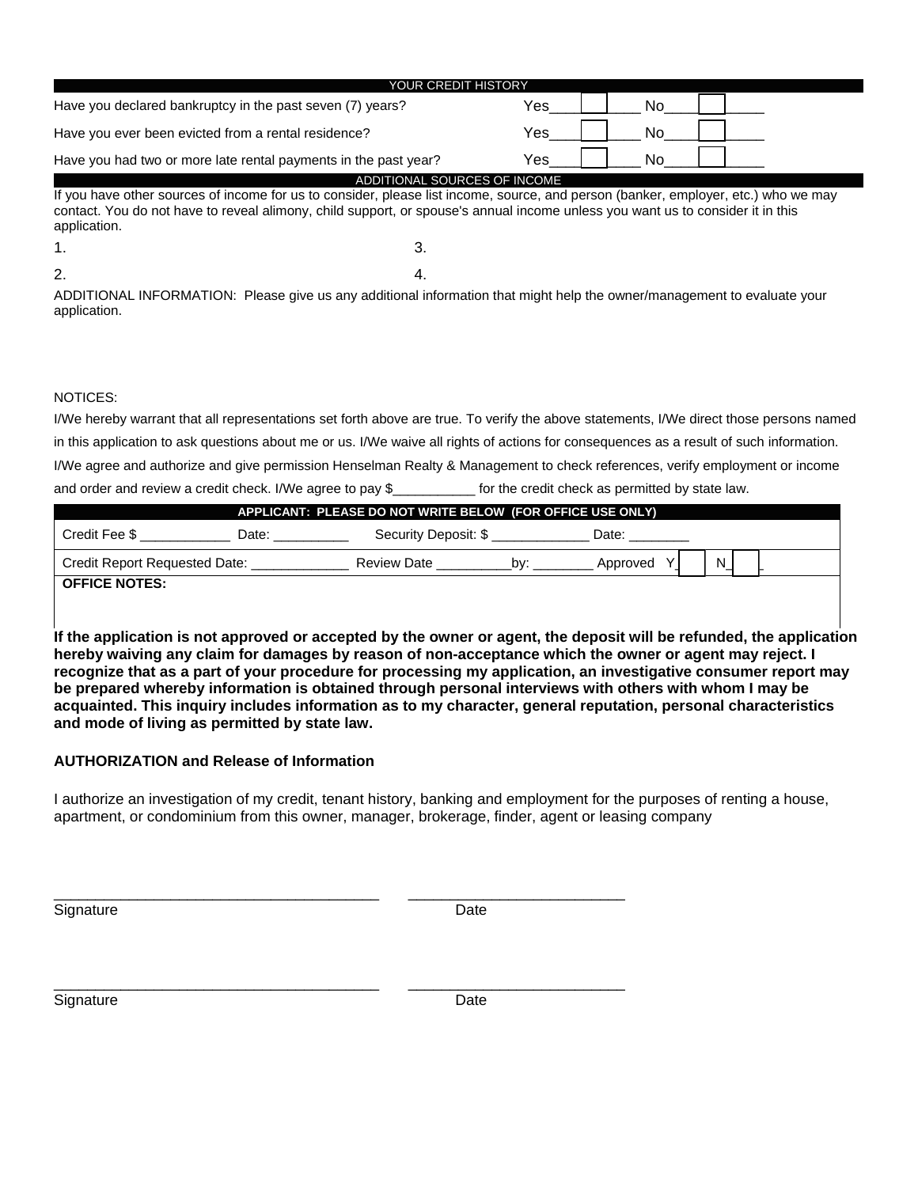## YOUR CREDIT HISTORY

| | | |
|---|---|---|
| Have you declared bankruptcy in the past seven (7) years? | Yes____ | No____ |
| Have you ever been evicted from a rental residence? | Yes____ | No____ |
| Have you had two or more late rental payments in the past year? | Yes____ | No____ |

## ADDITIONAL SOURCES OF INCOME

If you have other sources of income for us to consider, please list income, source, and person (banker, employer, etc.) who we may contact. You do not have to reveal alimony, child support, or spouse's annual income unless you want us to consider it in this application.

1.

2.

3.

4.

ADDITIONAL INFORMATION: Please give us any additional information that might help the owner/management to evaluate your application.

NOTICES:

I/We hereby warrant that all representations set forth above are true. To verify the above statements, I/We direct those persons named in this application to ask questions about me or us. I/We waive all rights of actions for consequences as a result of such information. I/We agree and authorize and give permission Henselman Realty & Management to check references, verify employment or income and order and review a credit check. I/We agree to pay $___________ for the credit check as permitted by state law.

**APPLICANT: PLEASE DO NOT WRITE BELOW (FOR OFFICE USE ONLY)**

Credit Fee $ ____________ Date: __________ Security Deposit: $ _____________ Date: ________

Credit Report Requested Date: _____________ Review Date __________by: ________ Approved Y____ N____

**OFFICE NOTES:**

**If the application is not approved or accepted by the owner or agent, the deposit will be refunded, the application hereby waiving any claim for damages by reason of non-acceptance which the owner or agent may reject. I recognize that as a part of your procedure for processing my application, an investigative consumer report may be prepared whereby information is obtained through personal interviews with others with whom I may be acquainted. This inquiry includes information as to my character, general reputation, personal characteristics and mode of living as permitted by state law.**

**AUTHORIZATION and Release of Information**

I authorize an investigation of my credit, tenant history, banking and employment for the purposes of renting a house, apartment, or condominium from this owner, manager, brokerage, finder, agent or leasing company

________________________________________ __________________________

Signature Date

________________________________________ __________________________

Signature Date